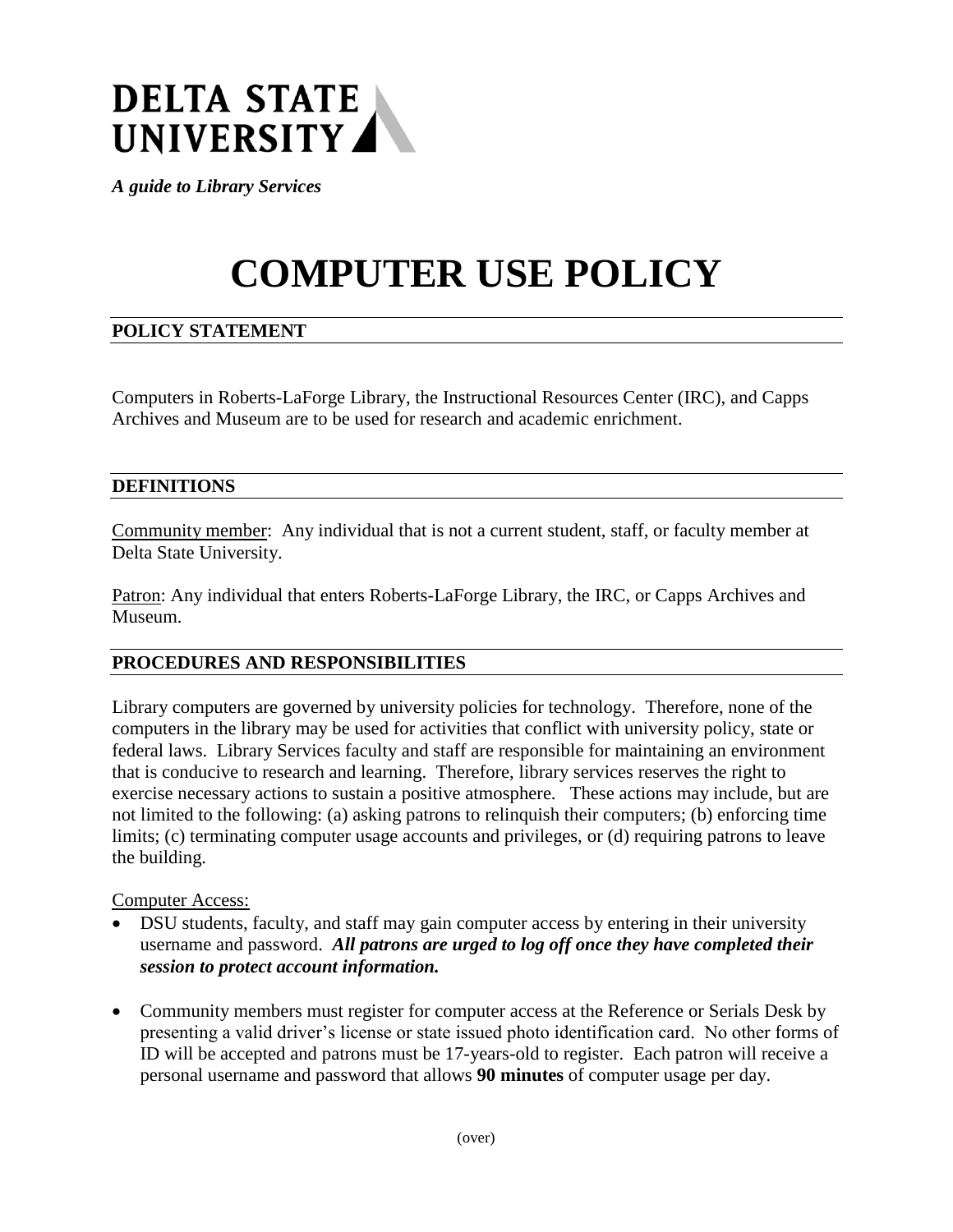# DELTA STATE UNIVERSITY

***A guide to Library Services***

# COMPUTER USE POLICY

## POLICY STATEMENT

Computers in Roberts-LaForge Library, the Instructional Resources Center (IRC), and Capps Archives and Museum are to be used for research and academic enrichment.

## DEFINITIONS

Community member: Any individual that is not a current student, staff, or faculty member at Delta State University.

Patron: Any individual that enters Roberts-LaForge Library, the IRC, or Capps Archives and Museum.

## PROCEDURES AND RESPONSIBILITIES

Library computers are governed by university policies for technology. Therefore, none of the computers in the library may be used for activities that conflict with university policy, state or federal laws. Library Services faculty and staff are responsible for maintaining an environment that is conducive to research and learning. Therefore, library services reserves the right to exercise necessary actions to sustain a positive atmosphere. These actions may include, but are not limited to the following: (a) asking patrons to relinquish their computers; (b) enforcing time limits; (c) terminating computer usage accounts and privileges, or (d) requiring patrons to leave the building.

Computer Access:

- DSU students, faculty, and staff may gain computer access by entering in their university username and password. ***All patrons are urged to log off once they have completed their session to protect account information.***

- Community members must register for computer access at the Reference or Serials Desk by presenting a valid driver's license or state issued photo identification card. No other forms of ID will be accepted and patrons must be 17-years-old to register. Each patron will receive a personal username and password that allows **90 minutes** of computer usage per day.

(over)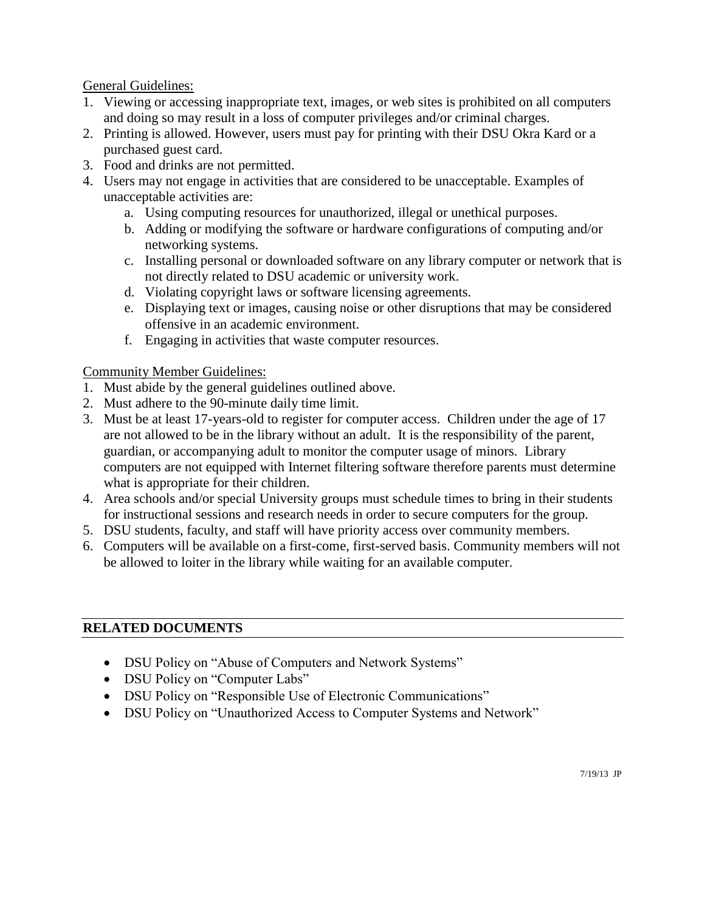General Guidelines:

1. Viewing or accessing inappropriate text, images, or web sites is prohibited on all computers and doing so may result in a loss of computer privileges and/or criminal charges.
2. Printing is allowed. However, users must pay for printing with their DSU Okra Kard or a purchased guest card.
3. Food and drinks are not permitted.
4. Users may not engage in activities that are considered to be unacceptable. Examples of unacceptable activities are:
   a. Using computing resources for unauthorized, illegal or unethical purposes.
   b. Adding or modifying the software or hardware configurations of computing and/or networking systems.
   c. Installing personal or downloaded software on any library computer or network that is not directly related to DSU academic or university work.
   d. Violating copyright laws or software licensing agreements.
   e. Displaying text or images, causing noise or other disruptions that may be considered offensive in an academic environment.
   f. Engaging in activities that waste computer resources.

Community Member Guidelines:

1. Must abide by the general guidelines outlined above.
2. Must adhere to the 90-minute daily time limit.
3. Must be at least 17-years-old to register for computer access. Children under the age of 17 are not allowed to be in the library without an adult. It is the responsibility of the parent, guardian, or accompanying adult to monitor the computer usage of minors. Library computers are not equipped with Internet filtering software therefore parents must determine what is appropriate for their children.
4. Area schools and/or special University groups must schedule times to bring in their students for instructional sessions and research needs in order to secure computers for the group.
5. DSU students, faculty, and staff will have priority access over community members.
6. Computers will be available on a first-come, first-served basis. Community members will not be allowed to loiter in the library while waiting for an available computer.

## RELATED DOCUMENTS

- DSU Policy on "Abuse of Computers and Network Systems"
- DSU Policy on "Computer Labs"
- DSU Policy on "Responsible Use of Electronic Communications"
- DSU Policy on "Unauthorized Access to Computer Systems and Network"

7/19/13 JP